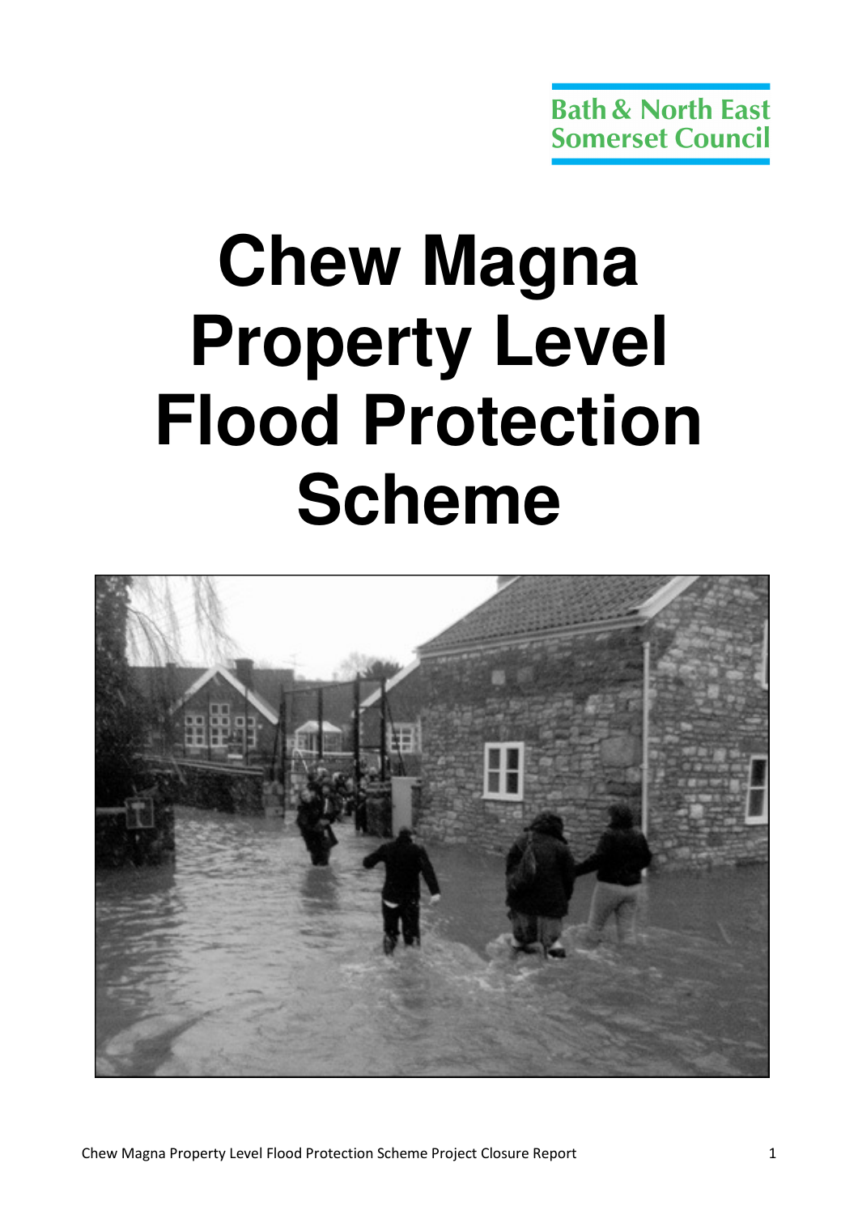Bath & North East Somerset Council

# Chew Magna Property Level Flood Protection Scheme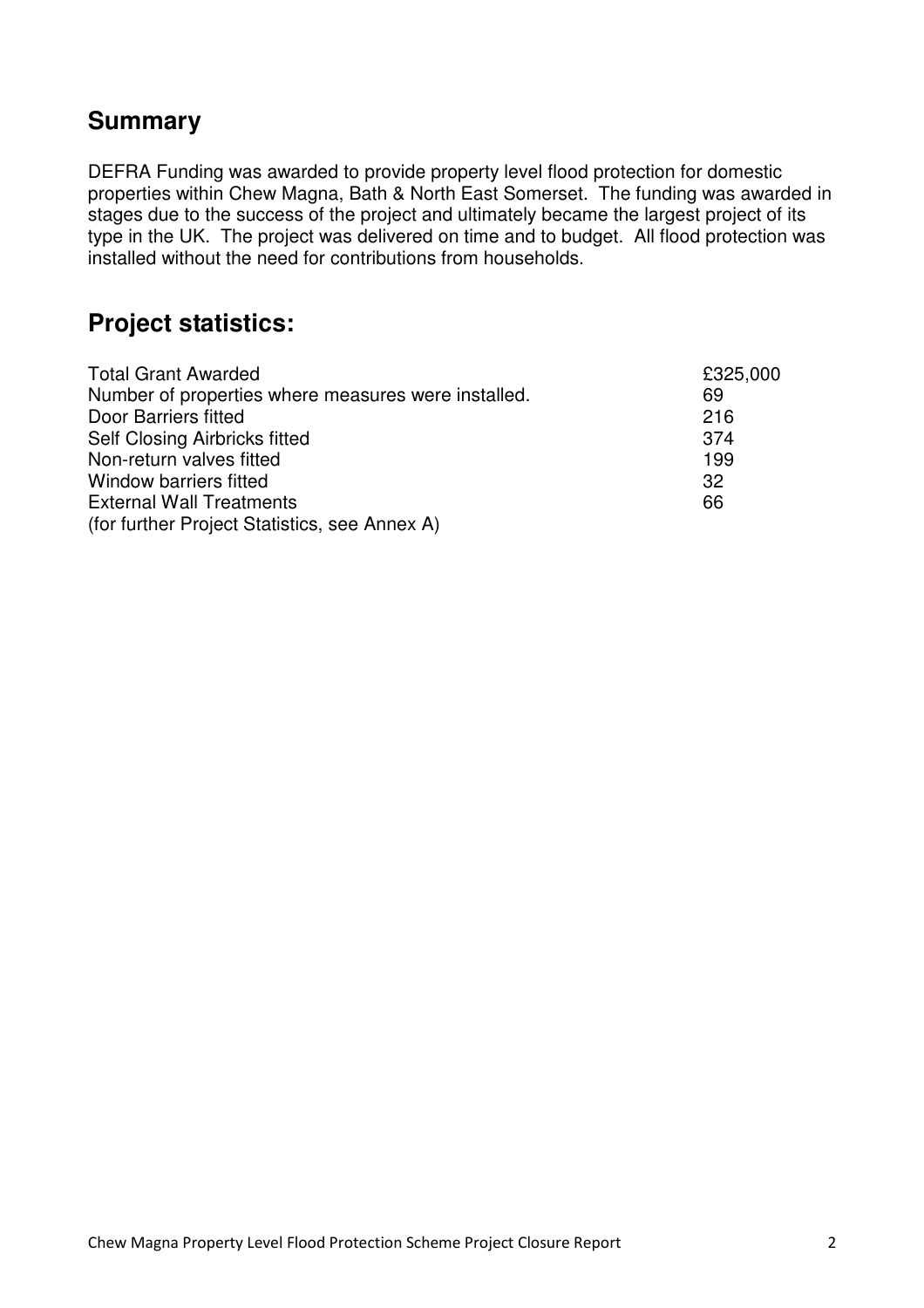## Summary

DEFRA Funding was awarded to provide property level flood protection for domestic properties within Chew Magna, Bath & North East Somerset. The funding was awarded in stages due to the success of the project and ultimately became the largest project of its type in the UK. The project was delivered on time and to budget. All flood protection was installed without the need for contributions from households.

## Project statistics:

| | |
|---|---|
| Total Grant Awarded | £325,000 |
| Number of properties where measures were installed. | 69 |
| Door Barriers fitted | 216 |
| Self Closing Airbricks fitted | 374 |
| Non-return valves fitted | 199 |
| Window barriers fitted | 32 |
| External Wall Treatments | 66 |

(for further Project Statistics, see Annex A)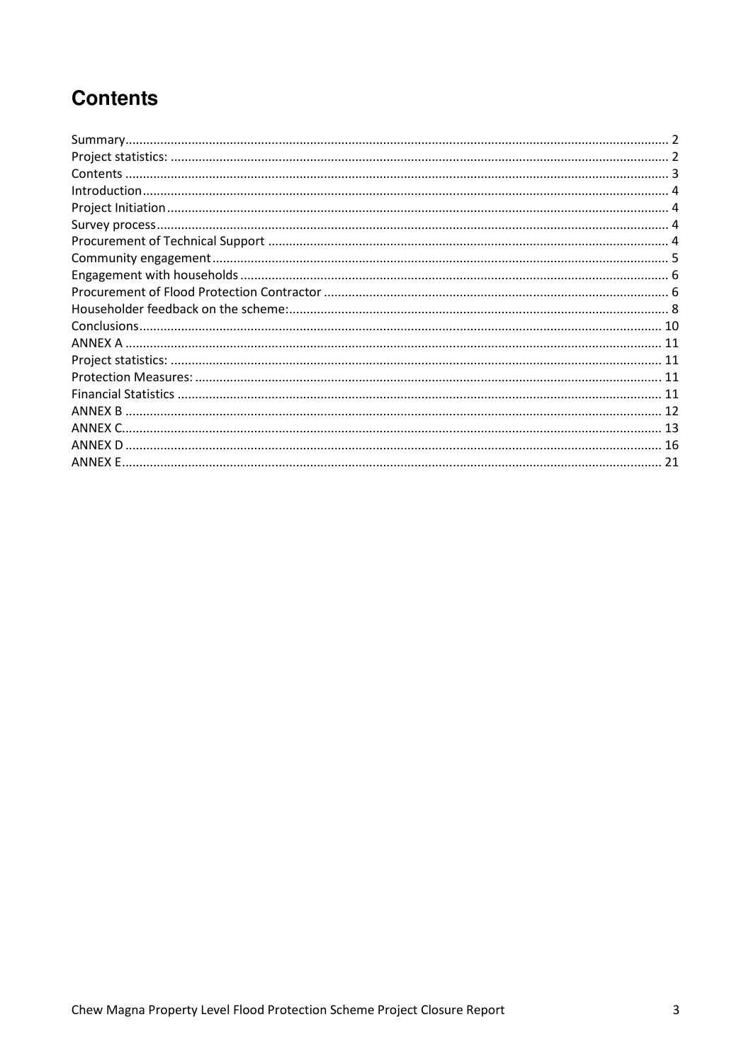# Contents

Summary........................................................................................................................................... 2
Project statistics: ............................................................................................................................. 2
Contents ........................................................................................................................................... 3
Introduction..................................................................................................................................... 4
Project Initiation .............................................................................................................................. 4
Survey process................................................................................................................................. 4
Procurement of Technical Support .................................................................................................. 4
Community engagement................................................................................................................. 5
Engagement with households.......................................................................................................... 6
Procurement of Flood Protection Contractor ................................................................................... 6
Householder feedback on the scheme:............................................................................................ 8
Conclusions.................................................................................................................................... 10
ANNEX A ........................................................................................................................................ 11
Project statistics: ............................................................................................................................ 11
Protection Measures: ..................................................................................................................... 11
Financial Statistics .......................................................................................................................... 11
ANNEX B ........................................................................................................................................ 12
ANNEX C......................................................................................................................................... 13
ANNEX D ........................................................................................................................................ 16
ANNEX E......................................................................................................................................... 21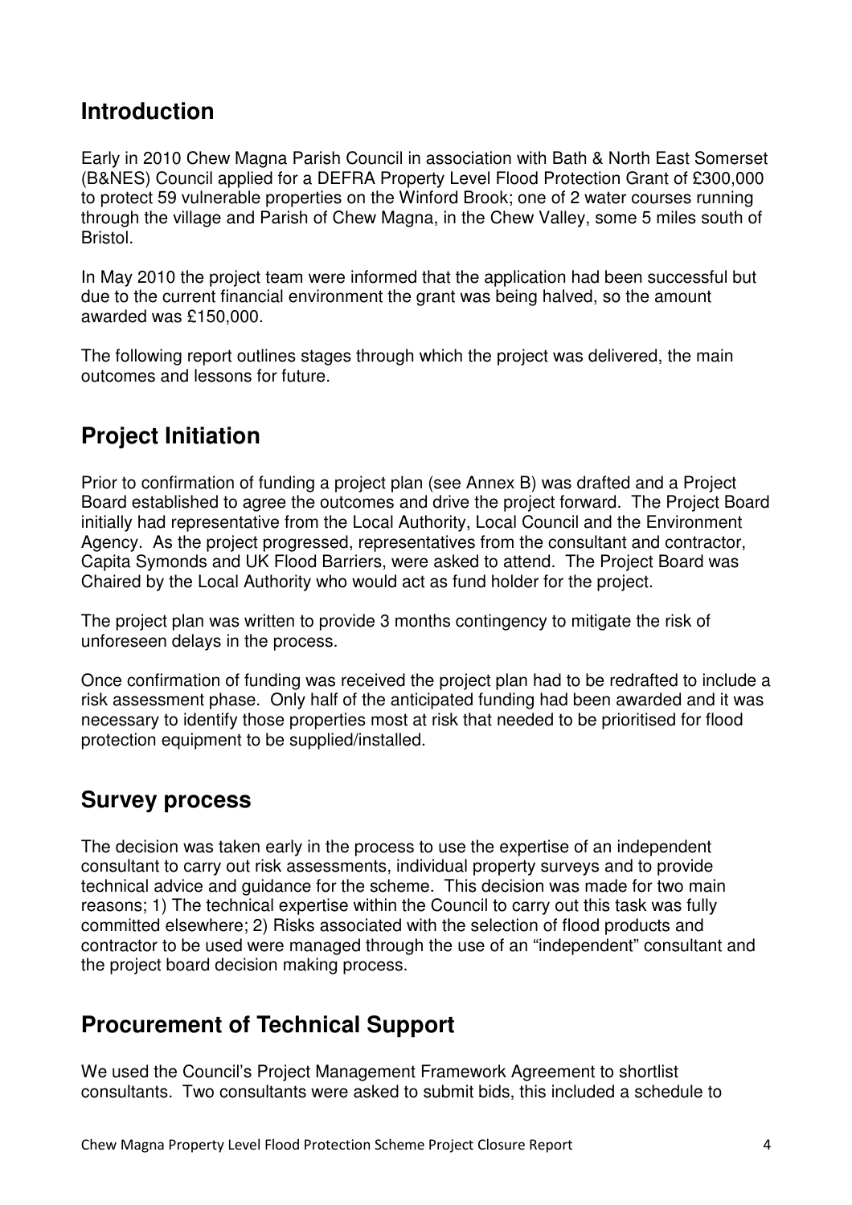## Introduction

Early in 2010 Chew Magna Parish Council in association with Bath & North East Somerset (B&NES) Council applied for a DEFRA Property Level Flood Protection Grant of £300,000 to protect 59 vulnerable properties on the Winford Brook; one of 2 water courses running through the village and Parish of Chew Magna, in the Chew Valley, some 5 miles south of Bristol.

In May 2010 the project team were informed that the application had been successful but due to the current financial environment the grant was being halved, so the amount awarded was £150,000.

The following report outlines stages through which the project was delivered, the main outcomes and lessons for future.

## Project Initiation

Prior to confirmation of funding a project plan (see Annex B) was drafted and a Project Board established to agree the outcomes and drive the project forward. The Project Board initially had representative from the Local Authority, Local Council and the Environment Agency. As the project progressed, representatives from the consultant and contractor, Capita Symonds and UK Flood Barriers, were asked to attend. The Project Board was Chaired by the Local Authority who would act as fund holder for the project.

The project plan was written to provide 3 months contingency to mitigate the risk of unforeseen delays in the process.

Once confirmation of funding was received the project plan had to be redrafted to include a risk assessment phase. Only half of the anticipated funding had been awarded and it was necessary to identify those properties most at risk that needed to be prioritised for flood protection equipment to be supplied/installed.

## Survey process

The decision was taken early in the process to use the expertise of an independent consultant to carry out risk assessments, individual property surveys and to provide technical advice and guidance for the scheme. This decision was made for two main reasons; 1) The technical expertise within the Council to carry out this task was fully committed elsewhere; 2) Risks associated with the selection of flood products and contractor to be used were managed through the use of an "independent" consultant and the project board decision making process.

## Procurement of Technical Support

We used the Council's Project Management Framework Agreement to shortlist consultants. Two consultants were asked to submit bids, this included a schedule to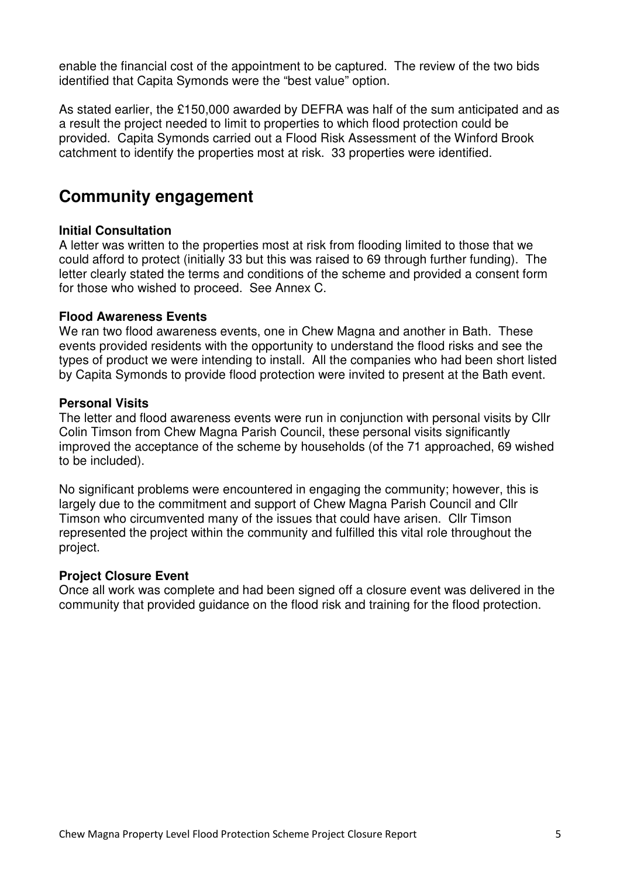enable the financial cost of the appointment to be captured. The review of the two bids identified that Capita Symonds were the "best value" option.

As stated earlier, the £150,000 awarded by DEFRA was half of the sum anticipated and as a result the project needed to limit to properties to which flood protection could be provided. Capita Symonds carried out a Flood Risk Assessment of the Winford Brook catchment to identify the properties most at risk. 33 properties were identified.

## Community engagement

**Initial Consultation**
A letter was written to the properties most at risk from flooding limited to those that we could afford to protect (initially 33 but this was raised to 69 through further funding). The letter clearly stated the terms and conditions of the scheme and provided a consent form for those who wished to proceed. See Annex C.

**Flood Awareness Events**
We ran two flood awareness events, one in Chew Magna and another in Bath. These events provided residents with the opportunity to understand the flood risks and see the types of product we were intending to install. All the companies who had been short listed by Capita Symonds to provide flood protection were invited to present at the Bath event.

**Personal Visits**
The letter and flood awareness events were run in conjunction with personal visits by Cllr Colin Timson from Chew Magna Parish Council, these personal visits significantly improved the acceptance of the scheme by households (of the 71 approached, 69 wished to be included).

No significant problems were encountered in engaging the community; however, this is largely due to the commitment and support of Chew Magna Parish Council and Cllr Timson who circumvented many of the issues that could have arisen. Cllr Timson represented the project within the community and fulfilled this vital role throughout the project.

**Project Closure Event**
Once all work was complete and had been signed off a closure event was delivered in the community that provided guidance on the flood risk and training for the flood protection.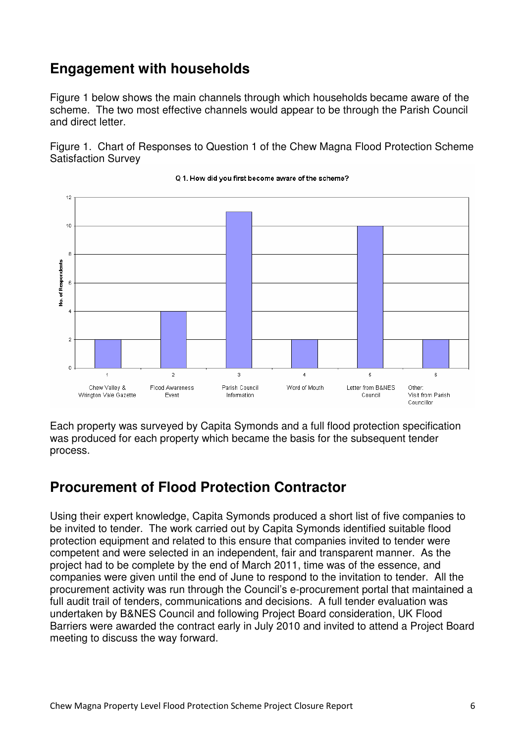## Engagement with households

Figure 1 below shows the main channels through which households became aware of the scheme. The two most effective channels would appear to be through the Parish Council and direct letter.

Figure 1. Chart of Responses to Question 1 of the Chew Magna Flood Protection Scheme Satisfaction Survey

Q 1. How did you first become aware of the scheme?

| | Source | No. of Respondents |
|---|---|---|
| 1 | Chew Valley & Wrington Vale Gazette | 2 |
| 2 | Flood Awareness Event | 4 |
| 3 | Parish Council Information | 11 |
| 4 | Word of Mouth | 2 |
| 5 | Letter from B&NES Council | 10 |
| 6 | Other: Visit from Parish Councillor | 2 |

Each property was surveyed by Capita Symonds and a full flood protection specification was produced for each property which became the basis for the subsequent tender process.

## Procurement of Flood Protection Contractor

Using their expert knowledge, Capita Symonds produced a short list of five companies to be invited to tender. The work carried out by Capita Symonds identified suitable flood protection equipment and related to this ensure that companies invited to tender were competent and were selected in an independent, fair and transparent manner. As the project had to be complete by the end of March 2011, time was of the essence, and companies were given until the end of June to respond to the invitation to tender. All the procurement activity was run through the Council's e-procurement portal that maintained a full audit trail of tenders, communications and decisions. A full tender evaluation was undertaken by B&NES Council and following Project Board consideration, UK Flood Barriers were awarded the contract early in July 2010 and invited to attend a Project Board meeting to discuss the way forward.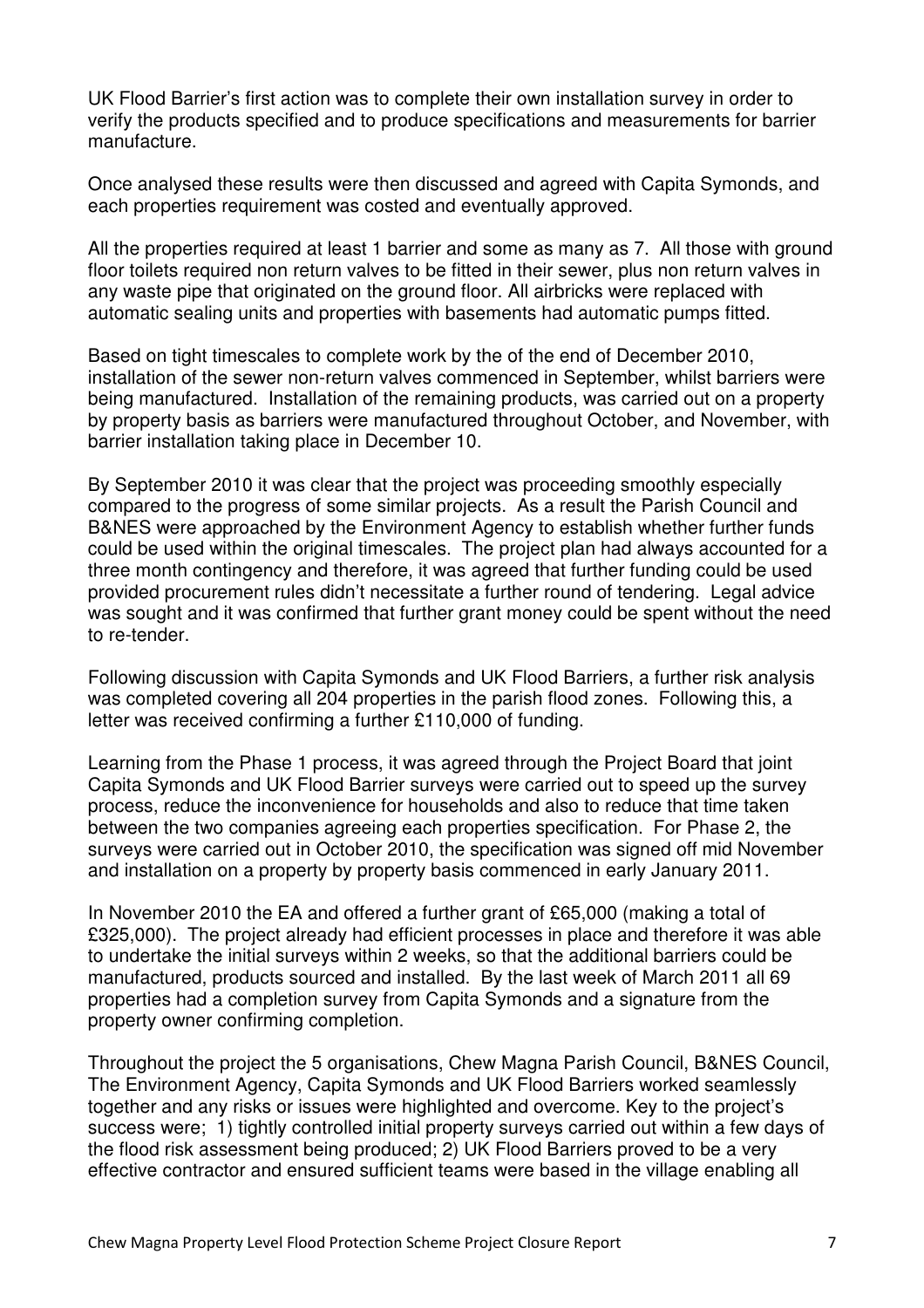UK Flood Barrier's first action was to complete their own installation survey in order to verify the products specified and to produce specifications and measurements for barrier manufacture.

Once analysed these results were then discussed and agreed with Capita Symonds, and each properties requirement was costed and eventually approved.

All the properties required at least 1 barrier and some as many as 7. All those with ground floor toilets required non return valves to be fitted in their sewer, plus non return valves in any waste pipe that originated on the ground floor. All airbricks were replaced with automatic sealing units and properties with basements had automatic pumps fitted.

Based on tight timescales to complete work by the of the end of December 2010, installation of the sewer non-return valves commenced in September, whilst barriers were being manufactured. Installation of the remaining products, was carried out on a property by property basis as barriers were manufactured throughout October, and November, with barrier installation taking place in December 10.

By September 2010 it was clear that the project was proceeding smoothly especially compared to the progress of some similar projects. As a result the Parish Council and B&NES were approached by the Environment Agency to establish whether further funds could be used within the original timescales. The project plan had always accounted for a three month contingency and therefore, it was agreed that further funding could be used provided procurement rules didn't necessitate a further round of tendering. Legal advice was sought and it was confirmed that further grant money could be spent without the need to re-tender.

Following discussion with Capita Symonds and UK Flood Barriers, a further risk analysis was completed covering all 204 properties in the parish flood zones. Following this, a letter was received confirming a further £110,000 of funding.

Learning from the Phase 1 process, it was agreed through the Project Board that joint Capita Symonds and UK Flood Barrier surveys were carried out to speed up the survey process, reduce the inconvenience for households and also to reduce that time taken between the two companies agreeing each properties specification. For Phase 2, the surveys were carried out in October 2010, the specification was signed off mid November and installation on a property by property basis commenced in early January 2011.

In November 2010 the EA and offered a further grant of £65,000 (making a total of £325,000). The project already had efficient processes in place and therefore it was able to undertake the initial surveys within 2 weeks, so that the additional barriers could be manufactured, products sourced and installed. By the last week of March 2011 all 69 properties had a completion survey from Capita Symonds and a signature from the property owner confirming completion.

Throughout the project the 5 organisations, Chew Magna Parish Council, B&NES Council, The Environment Agency, Capita Symonds and UK Flood Barriers worked seamlessly together and any risks or issues were highlighted and overcome. Key to the project's success were; 1) tightly controlled initial property surveys carried out within a few days of the flood risk assessment being produced; 2) UK Flood Barriers proved to be a very effective contractor and ensured sufficient teams were based in the village enabling all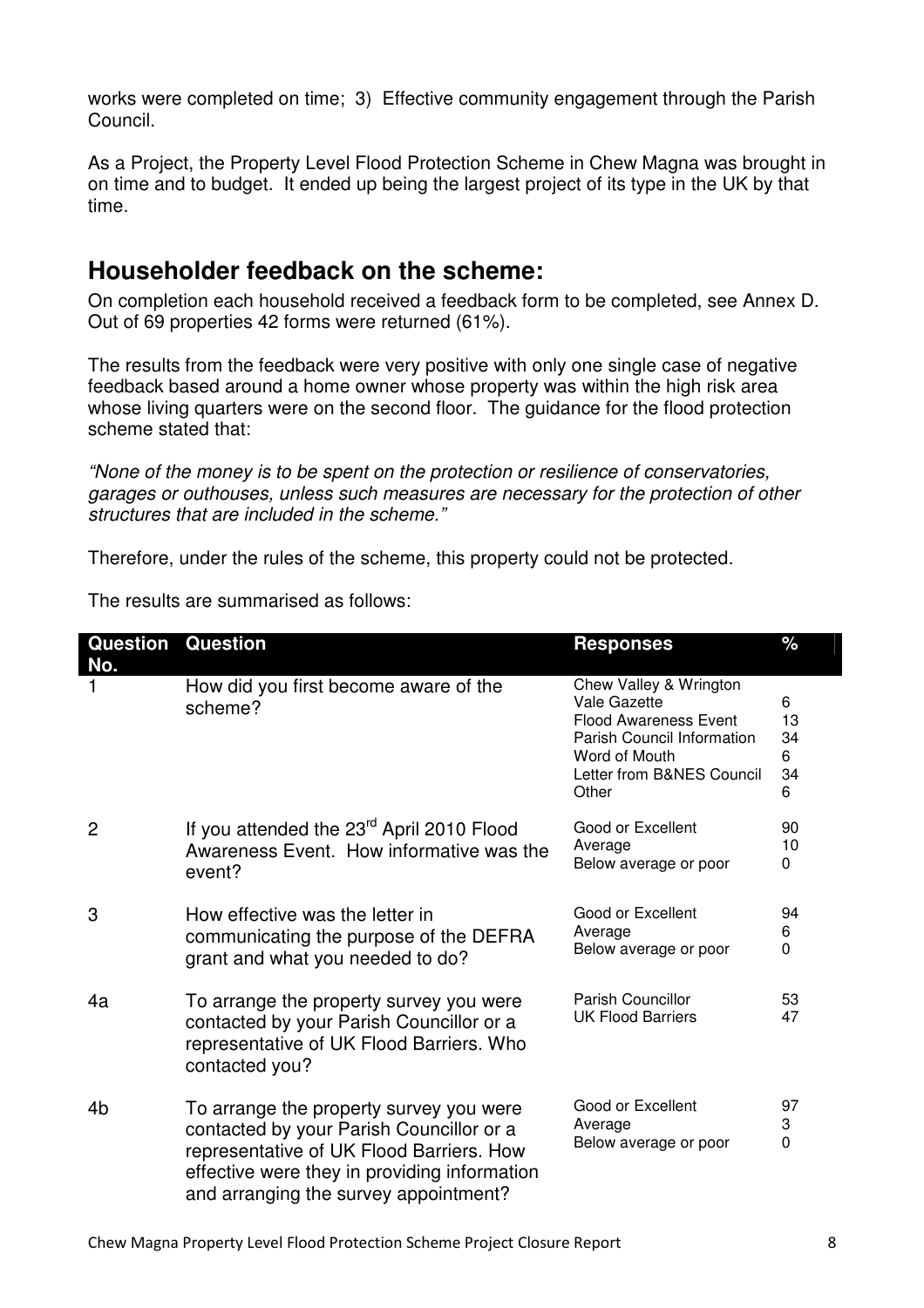works were completed on time; 3) Effective community engagement through the Parish Council.

As a Project, the Property Level Flood Protection Scheme in Chew Magna was brought in on time and to budget. It ended up being the largest project of its type in the UK by that time.

## Householder feedback on the scheme:

On completion each household received a feedback form to be completed, see Annex D. Out of 69 properties 42 forms were returned (61%).

The results from the feedback were very positive with only one single case of negative feedback based around a home owner whose property was within the high risk area whose living quarters were on the second floor. The guidance for the flood protection scheme stated that:

*"None of the money is to be spent on the protection or resilience of conservatories, garages or outhouses, unless such measures are necessary for the protection of other structures that are included in the scheme."*

Therefore, under the rules of the scheme, this property could not be protected.

The results are summarised as follows:

| Question No. | Question | Responses | % |
|---|---|---|---|
| 1 | How did you first become aware of the scheme? | Chew Valley & Wrington Vale Gazette<br>Flood Awareness Event<br>Parish Council Information<br>Word of Mouth<br>Letter from B&NES Council<br>Other | 6<br>13<br>34<br>6<br>34<br>6 |
| 2 | If you attended the 23rd April 2010 Flood Awareness Event. How informative was the event? | Good or Excellent<br>Average<br>Below average or poor | 90<br>10<br>0 |
| 3 | How effective was the letter in communicating the purpose of the DEFRA grant and what you needed to do? | Good or Excellent<br>Average<br>Below average or poor | 94<br>6<br>0 |
| 4a | To arrange the property survey you were contacted by your Parish Councillor or a representative of UK Flood Barriers. Who contacted you? | Parish Councillor<br>UK Flood Barriers | 53<br>47 |
| 4b | To arrange the property survey you were contacted by your Parish Councillor or a representative of UK Flood Barriers. How effective were they in providing information and arranging the survey appointment? | Good or Excellent<br>Average<br>Below average or poor | 97<br>3<br>0 |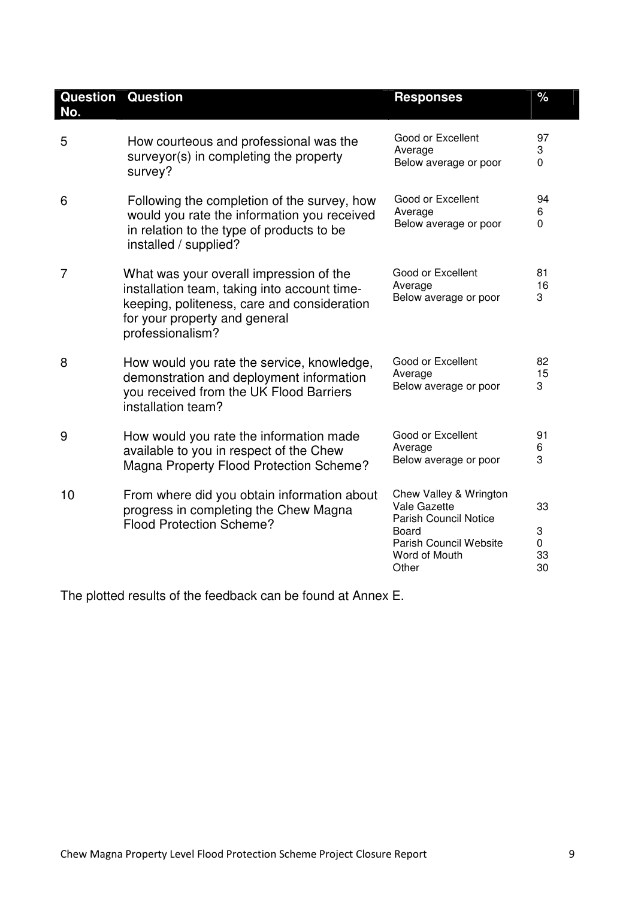| Question No. | Question | Responses | % |
|---|---|---|---|
| 5 | How courteous and professional was the surveyor(s) in completing the property survey? | Good or Excellent<br>Average<br>Below average or poor | 97<br>3<br>0 |
| 6 | Following the completion of the survey, how would you rate the information you received in relation to the type of products to be installed / supplied? | Good or Excellent<br>Average<br>Below average or poor | 94<br>6<br>0 |
| 7 | What was your overall impression of the installation team, taking into account time-keeping, politeness, care and consideration for your property and general professionalism? | Good or Excellent<br>Average<br>Below average or poor | 81<br>16<br>3 |
| 8 | How would you rate the service, knowledge, demonstration and deployment information you received from the UK Flood Barriers installation team? | Good or Excellent<br>Average<br>Below average or poor | 82<br>15<br>3 |
| 9 | How would you rate the information made available to you in respect of the Chew Magna Property Flood Protection Scheme? | Good or Excellent<br>Average<br>Below average or poor | 91<br>6<br>3 |
| 10 | From where did you obtain information about progress in completing the Chew Magna Flood Protection Scheme? | Chew Valley & Wrington Vale Gazette<br>Parish Council Notice Board<br>Parish Council Website<br>Word of Mouth<br>Other | 33<br>3<br>0<br>33<br>30 |

The plotted results of the feedback can be found at Annex E.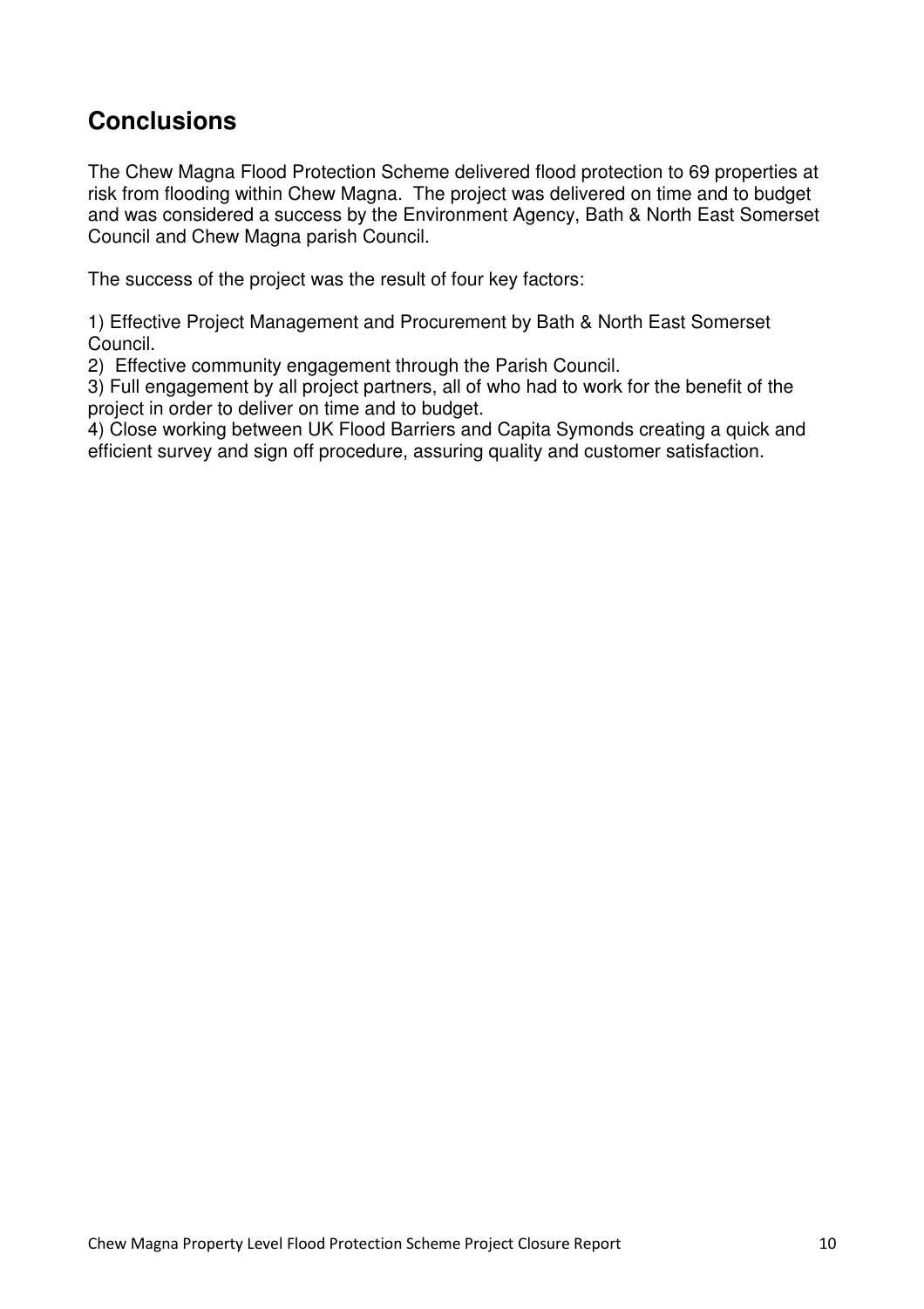## Conclusions

The Chew Magna Flood Protection Scheme delivered flood protection to 69 properties at risk from flooding within Chew Magna. The project was delivered on time and to budget and was considered a success by the Environment Agency, Bath & North East Somerset Council and Chew Magna parish Council.

The success of the project was the result of four key factors:

1) Effective Project Management and Procurement by Bath & North East Somerset Council.
2) Effective community engagement through the Parish Council.
3) Full engagement by all project partners, all of who had to work for the benefit of the project in order to deliver on time and to budget.
4) Close working between UK Flood Barriers and Capita Symonds creating a quick and efficient survey and sign off procedure, assuring quality and customer satisfaction.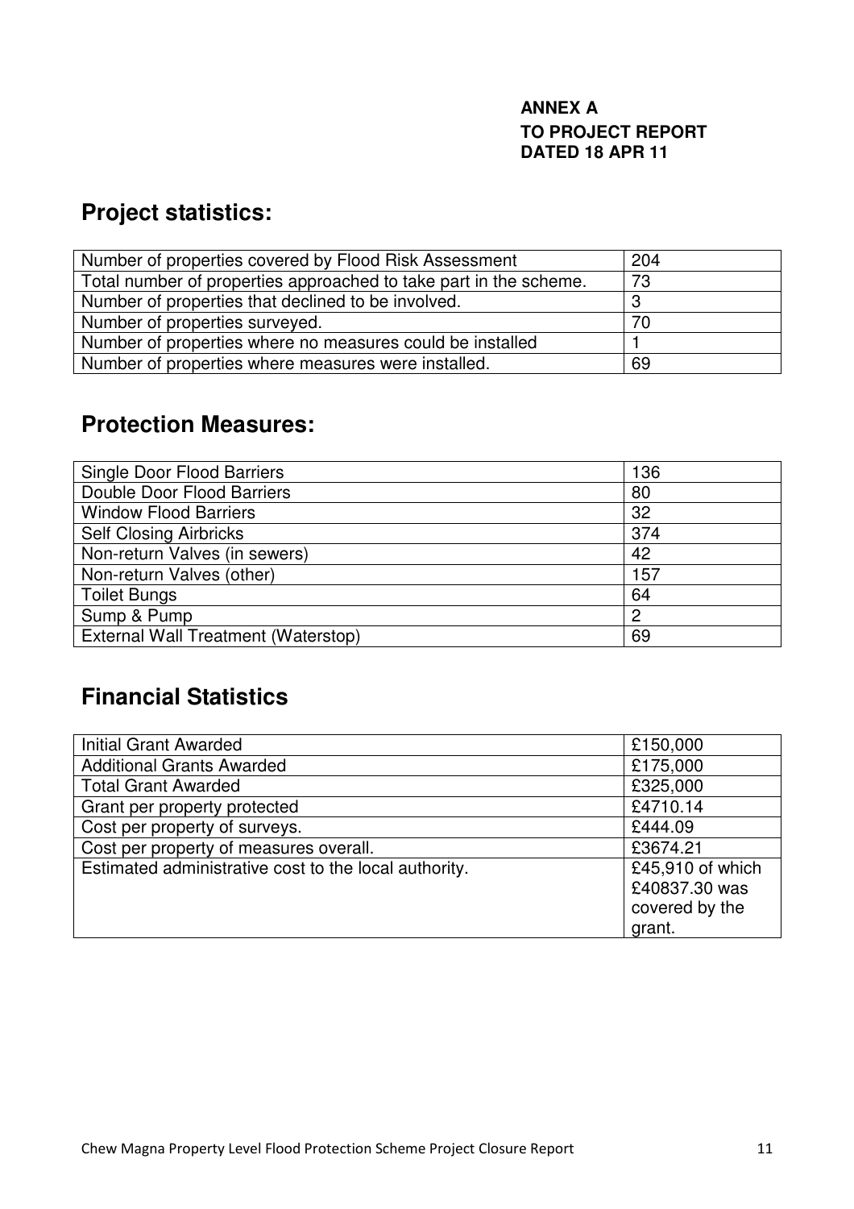**ANNEX A**
**TO PROJECT REPORT**
**DATED 18 APR 11**

## Project statistics:

| | |
|---|---|
| Number of properties covered by Flood Risk Assessment | 204 |
| Total number of properties approached to take part in the scheme. | 73 |
| Number of properties that declined to be involved. | 3 |
| Number of properties surveyed. | 70 |
| Number of properties where no measures could be installed | 1 |
| Number of properties where measures were installed. | 69 |

## Protection Measures:

| | |
|---|---|
| Single Door Flood Barriers | 136 |
| Double Door Flood Barriers | 80 |
| Window Flood Barriers | 32 |
| Self Closing Airbricks | 374 |
| Non-return Valves (in sewers) | 42 |
| Non-return Valves (other) | 157 |
| Toilet Bungs | 64 |
| Sump & Pump | 2 |
| External Wall Treatment (Waterstop) | 69 |

## Financial Statistics

| | |
|---|---|
| Initial Grant Awarded | £150,000 |
| Additional Grants Awarded | £175,000 |
| Total Grant Awarded | £325,000 |
| Grant per property protected | £4710.14 |
| Cost per property of surveys. | £444.09 |
| Cost per property of measures overall. | £3674.21 |
| Estimated administrative cost to the local authority. | £45,910 of which £40837.30 was covered by the grant. |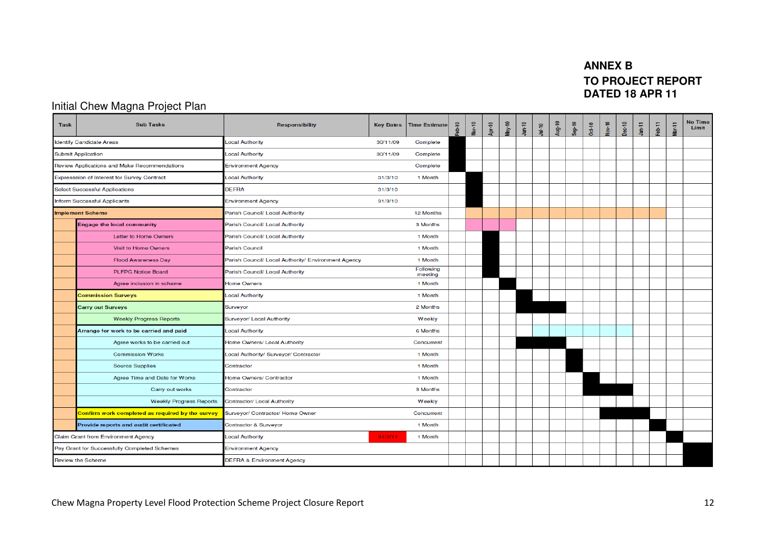**ANNEX B**
**TO PROJECT REPORT**
**DATED 18 APR 11**

## Initial Chew Magna Project Plan

| Task | Sub Tasks | Responsibility | Key Dates | Time Estimate | Feb-10 | Mar-10 | Apr-10 | May-10 | Jun-10 | Jul-10 | Aug-10 | Sep-10 | Oct-10 | Nov-10 | Dec-10 | Jan-11 | Feb-11 | Mar-11 | No Time Limit |
|---|---|---|---|---|---|---|---|---|---|---|---|---|---|---|---|---|---|---|---|
| Identify Candidate Areas | | Local Authority | 30/11/09 | Complete | | | | | | | | | | | | | | | |
| Submit Application | | Local Authority | 30/11/09 | Complete | | | | | | | | | | | | | | | |
| Review Applications and Make Recommendations | | Environment Agency | | Complete | | | | | | | | | | | | | | | |
| Expression of Interest for Survey Contract | | Local Authority | 31/3/10 | 1 Month | | | | | | | | | | | | | | | |
| Select Successful Applications | | DEFRA | 31/3/10 | | | | | | | | | | | | | | | | |
| Inform Successful Applicants | | Environment Agency | 31/3/10 | | | | | | | | | | | | | | | | |
| **Implement Scheme** | | Parish Council/ Local Authority | | 12 Months | | | | | | | | | | | | | | | |
| | **Engage the local community** | Parish Council/ Local Authority | | 3 Months | | | | | | | | | | | | | | | |
| | Letter to Home Owners | Parish Council/ Local Authority | | 1 Month | | | | | | | | | | | | | | | |
| | Visit to Home Owners | Parish Council | | 1 Month | | | | | | | | | | | | | | | |
| | Flood Awareness Day | Parish Council/ Local Authority/ Environment Agency | | 1 Month | | | | | | | | | | | | | | | |
| | PLFPG Notice Board | Parish Council/ Local Authority | | Following meeting | | | | | | | | | | | | | | | |
| | Agree inclusion in scheme | Home Owners | | 1 Month | | | | | | | | | | | | | | | |
| | **Commission Surveys** | Local Authority | | 1 Month | | | | | | | | | | | | | | | |
| | **Carry out Surveys** | Surveyor | | 2 Months | | | | | | | | | | | | | | | |
| | Weekly Progress Reports | Surveyor/ Local Authority | | Weekly | | | | | | | | | | | | | | | |
| | **Arrange for work to be carried and paid** | Local Authority | | 6 Months | | | | | | | | | | | | | | | |
| | Agree works to be carried out | Home Owners/ Local Authority | | Concurrent | | | | | | | | | | | | | | | |
| | Commission Works | Local Authority/ Surveyor/ Contractor | | 1 Month | | | | | | | | | | | | | | | |
| | Source Supplies | Contractor | | 1 Month | | | | | | | | | | | | | | | |
| | Agree Time and Date for Works | Home Owners/ Contractor | | 1 Month | | | | | | | | | | | | | | | |
| | Carry out works | Contractor | | 3 Months | | | | | | | | | | | | | | | |
| | Weekly Progress Reports | Contractor/ Local Authority | | Weekly | | | | | | | | | | | | | | | |
| | **Confirm work completed as required by the survey** | Surveyor/ Contractor/ Home Owner | | Concurrent | | | | | | | | | | | | | | | |
| | **Provide reports and audit certificated** | Contractor & Surveyor | | 1 Month | | | | | | | | | | | | | | | |
| Claim Grant from Environment Agency | | Local Authority | 31/3/11 | 1 Month | | | | | | | | | | | | | | | |
| Pay Grant for Successfully Completed Schemes | | Environment Agency | | | | | | | | | | | | | | | | | |
| Review the Scheme | | DEFRA & Environment Agency | | | | | | | | | | | | | | | | | |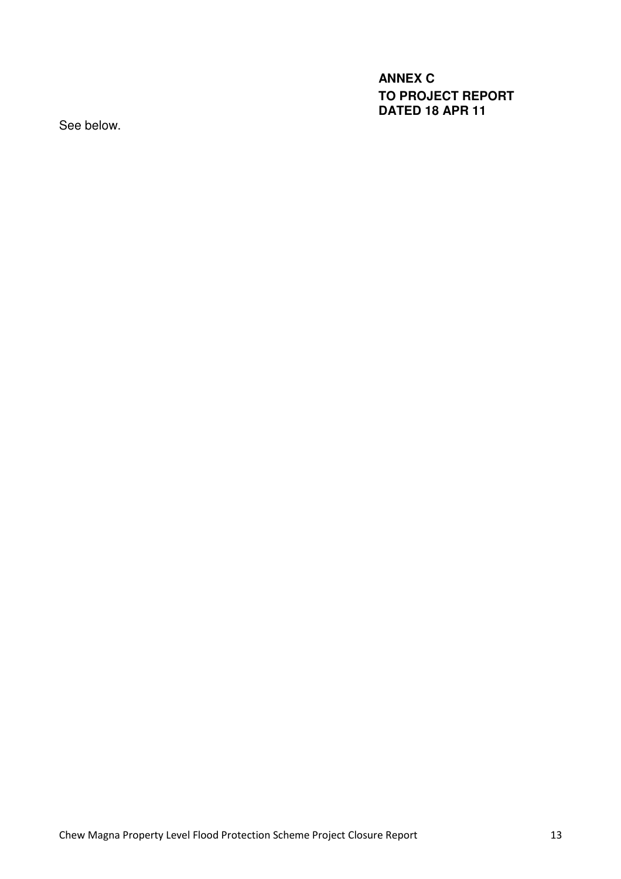**ANNEX C**
**TO PROJECT REPORT**
**DATED 18 APR 11**

See below.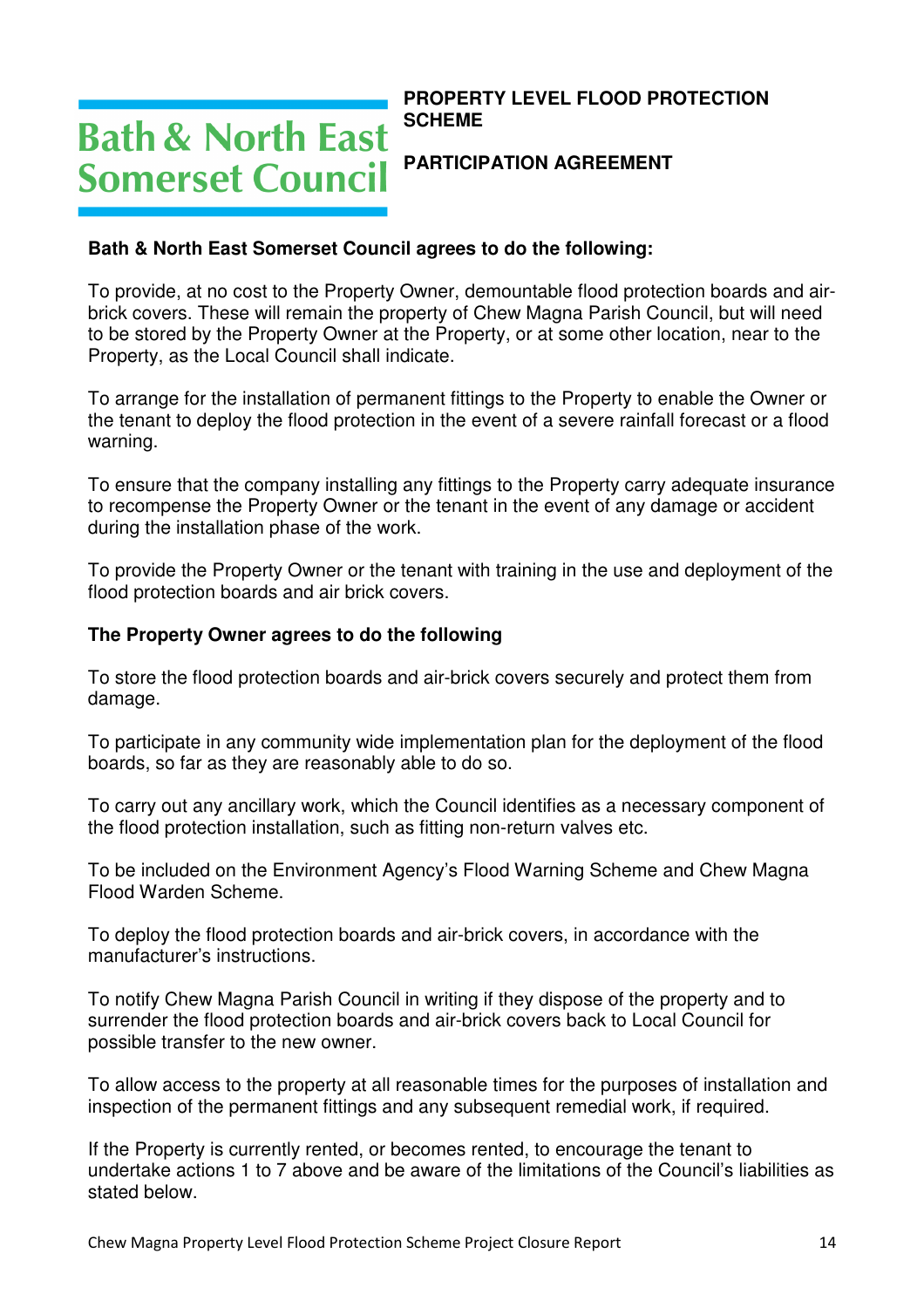Bath & North East Somerset Council

# PROPERTY LEVEL FLOOD PROTECTION SCHEME

## PARTICIPATION AGREEMENT

**Bath & North East Somerset Council agrees to do the following:**

To provide, at no cost to the Property Owner, demountable flood protection boards and air-brick covers. These will remain the property of Chew Magna Parish Council, but will need to be stored by the Property Owner at the Property, or at some other location, near to the Property, as the Local Council shall indicate.

To arrange for the installation of permanent fittings to the Property to enable the Owner or the tenant to deploy the flood protection in the event of a severe rainfall forecast or a flood warning.

To ensure that the company installing any fittings to the Property carry adequate insurance to recompense the Property Owner or the tenant in the event of any damage or accident during the installation phase of the work.

To provide the Property Owner or the tenant with training in the use and deployment of the flood protection boards and air brick covers.

**The Property Owner agrees to do the following**

To store the flood protection boards and air-brick covers securely and protect them from damage.

To participate in any community wide implementation plan for the deployment of the flood boards, so far as they are reasonably able to do so.

To carry out any ancillary work, which the Council identifies as a necessary component of the flood protection installation, such as fitting non-return valves etc.

To be included on the Environment Agency's Flood Warning Scheme and Chew Magna Flood Warden Scheme.

To deploy the flood protection boards and air-brick covers, in accordance with the manufacturer's instructions.

To notify Chew Magna Parish Council in writing if they dispose of the property and to surrender the flood protection boards and air-brick covers back to Local Council for possible transfer to the new owner.

To allow access to the property at all reasonable times for the purposes of installation and inspection of the permanent fittings and any subsequent remedial work, if required.

If the Property is currently rented, or becomes rented, to encourage the tenant to undertake actions 1 to 7 above and be aware of the limitations of the Council's liabilities as stated below.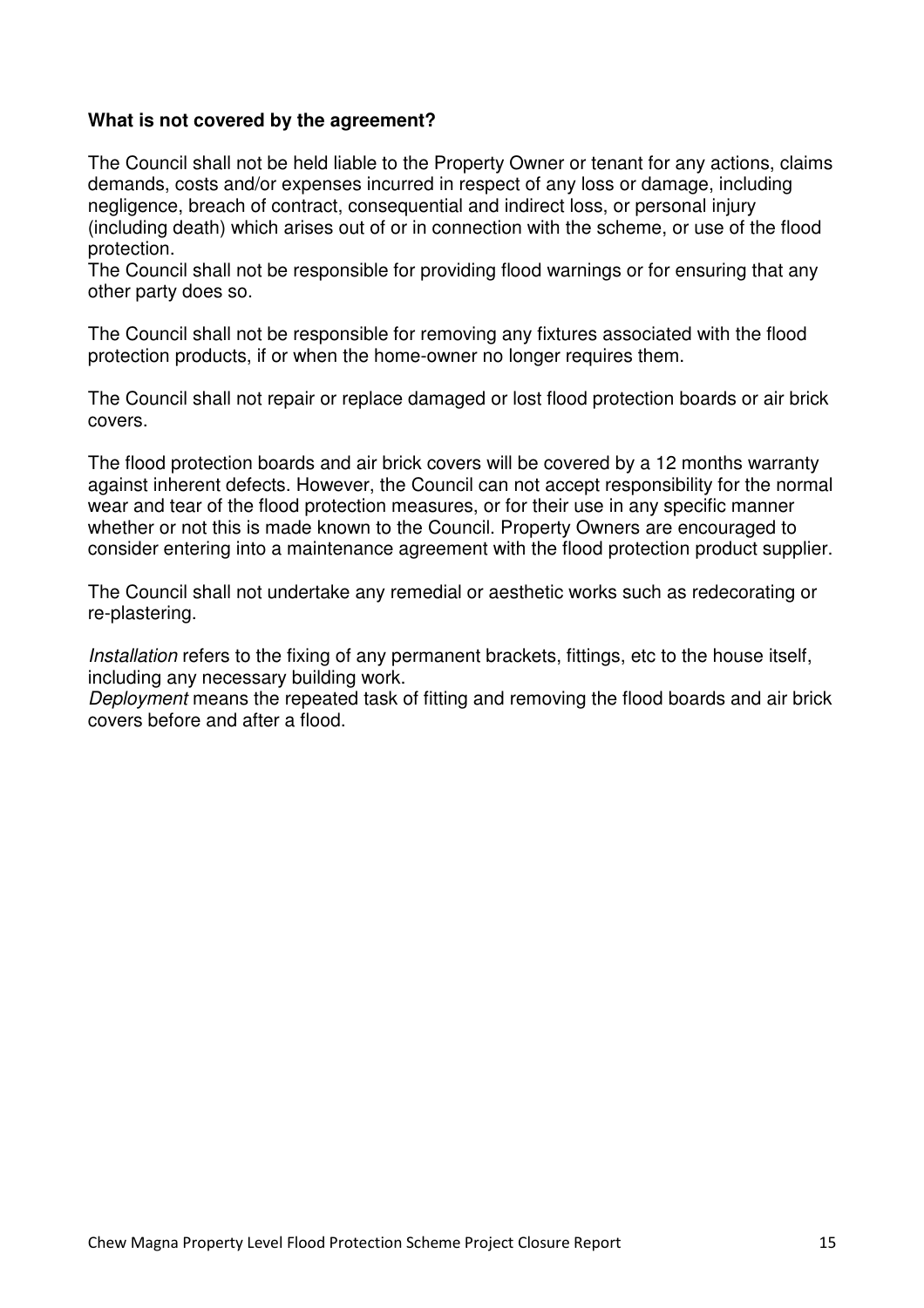**What is not covered by the agreement?**

The Council shall not be held liable to the Property Owner or tenant for any actions, claims demands, costs and/or expenses incurred in respect of any loss or damage, including negligence, breach of contract, consequential and indirect loss, or personal injury (including death) which arises out of or in connection with the scheme, or use of the flood protection.
The Council shall not be responsible for providing flood warnings or for ensuring that any other party does so.

The Council shall not be responsible for removing any fixtures associated with the flood protection products, if or when the home-owner no longer requires them.

The Council shall not repair or replace damaged or lost flood protection boards or air brick covers.

The flood protection boards and air brick covers will be covered by a 12 months warranty against inherent defects. However, the Council can not accept responsibility for the normal wear and tear of the flood protection measures, or for their use in any specific manner whether or not this is made known to the Council. Property Owners are encouraged to consider entering into a maintenance agreement with the flood protection product supplier.

The Council shall not undertake any remedial or aesthetic works such as redecorating or re-plastering.

*Installation* refers to the fixing of any permanent brackets, fittings, etc to the house itself, including any necessary building work.
*Deployment* means the repeated task of fitting and removing the flood boards and air brick covers before and after a flood.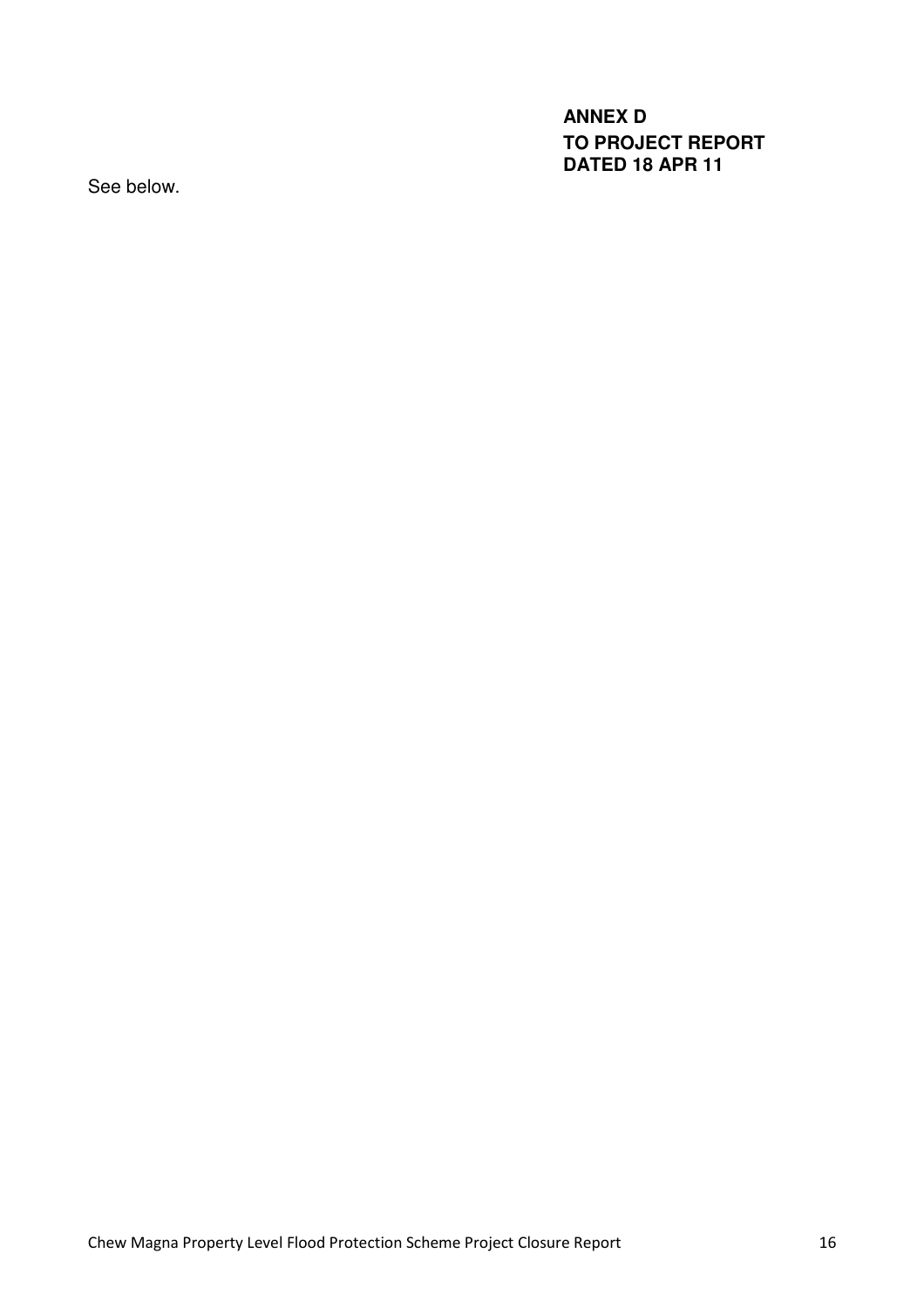**ANNEX D**
**TO PROJECT REPORT**
**DATED 18 APR 11**

See below.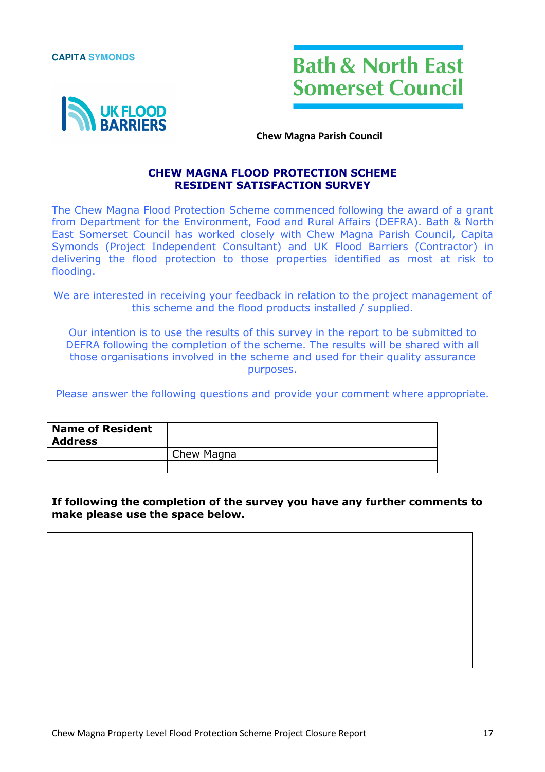CAPITA SYMONDS

UK FLOOD BARRIERS

Bath & North East Somerset Council

Chew Magna Parish Council

## CHEW MAGNA FLOOD PROTECTION SCHEME
## RESIDENT SATISFACTION SURVEY

The Chew Magna Flood Protection Scheme commenced following the award of a grant from Department for the Environment, Food and Rural Affairs (DEFRA). Bath & North East Somerset Council has worked closely with Chew Magna Parish Council, Capita Symonds (Project Independent Consultant) and UK Flood Barriers (Contractor) in delivering the flood protection to those properties identified as most at risk to flooding.

We are interested in receiving your feedback in relation to the project management of this scheme and the flood products installed / supplied.

Our intention is to use the results of this survey in the report to be submitted to DEFRA following the completion of the scheme. The results will be shared with all those organisations involved in the scheme and used for their quality assurance purposes.

Please answer the following questions and provide your comment where appropriate.

| **Name of Resident** | |
|---|---|
| **Address** | |
| | Chew Magna |
| | |

**If following the completion of the survey you have any further comments to make please use the space below.**

| |
|---|
| |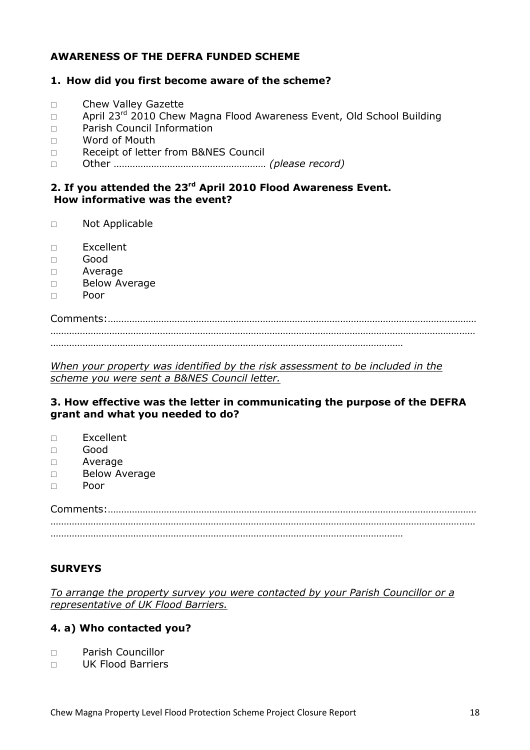**AWARENESS OF THE DEFRA FUNDED SCHEME**

**1. How did you first become aware of the scheme?**

- □ Chew Valley Gazette
- □ April 23rd 2010 Chew Magna Flood Awareness Event, Old School Building
- □ Parish Council Information
- □ Word of Mouth
- □ Receipt of letter from B&NES Council
- □ Other ………………………………………………… *(please record)*

**2. If you attended the 23rd April 2010 Flood Awareness Event. How informative was the event?**

- □ Not Applicable

- □ Excellent
- □ Good
- □ Average
- □ Below Average
- □ Poor

Comments:……………………………………………………………………………………………………………………
…………………………………………………………………………………………………………………………………
……………………………………………………………………………………………………………

*When your property was identified by the risk assessment to be included in the scheme you were sent a B&NES Council letter.*

**3. How effective was the letter in communicating the purpose of the DEFRA grant and what you needed to do?**

- □ Excellent
- □ Good
- □ Average
- □ Below Average
- □ Poor

Comments:……………………………………………………………………………………………………………………
…………………………………………………………………………………………………………………………………
……………………………………………………………………………………………………………

**SURVEYS**

*To arrange the property survey you were contacted by your Parish Councillor or a representative of UK Flood Barriers.*

**4. a) Who contacted you?**

- □ Parish Councillor
- □ UK Flood Barriers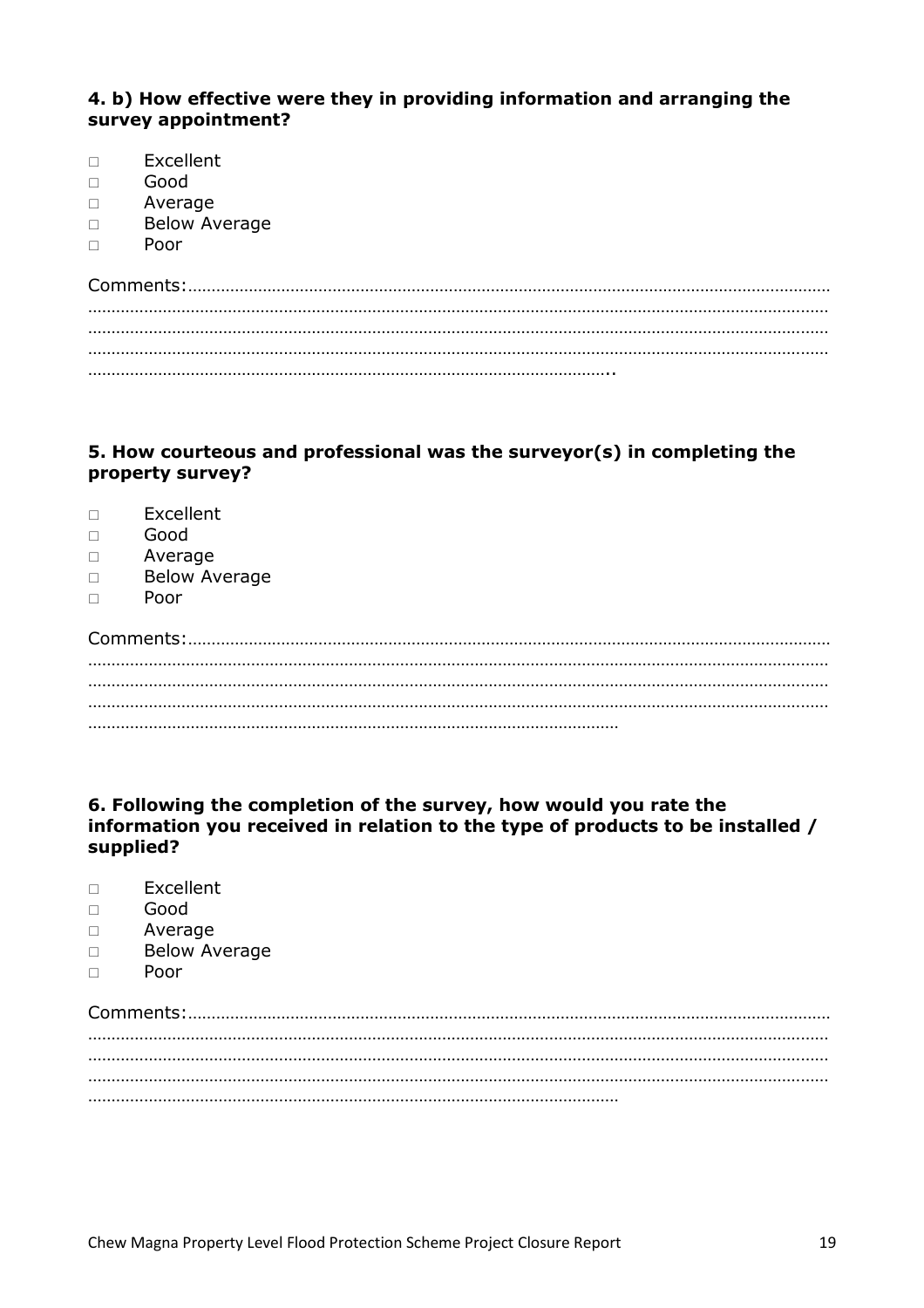**4. b) How effective were they in providing information and arranging the survey appointment?**

- □ Excellent
- □ Good
- □ Average
- □ Below Average
- □ Poor

Comments:……………………………………………………………………………………………………………………………
……………………………………………………………………………………………………………………………………………
……………………………………………………………………………………………………………………………………………
……………………………………………………………………………………………………………………………………………
……………………………………………………………………………………………………..

**5. How courteous and professional was the surveyor(s) in completing the property survey?**

- □ Excellent
- □ Good
- □ Average
- □ Below Average
- □ Poor

Comments:……………………………………………………………………………………………………………………………
……………………………………………………………………………………………………………………………………………
……………………………………………………………………………………………………………………………………………
……………………………………………………………………………………………………………………………………………
………………………………………………………………………………………………………

**6. Following the completion of the survey, how would you rate the information you received in relation to the type of products to be installed / supplied?**

- □ Excellent
- □ Good
- □ Average
- □ Below Average
- □ Poor

Comments:……………………………………………………………………………………………………………………………
……………………………………………………………………………………………………………………………………………
……………………………………………………………………………………………………………………………………………
……………………………………………………………………………………………………………………………………………
………………………………………………………………………………………………………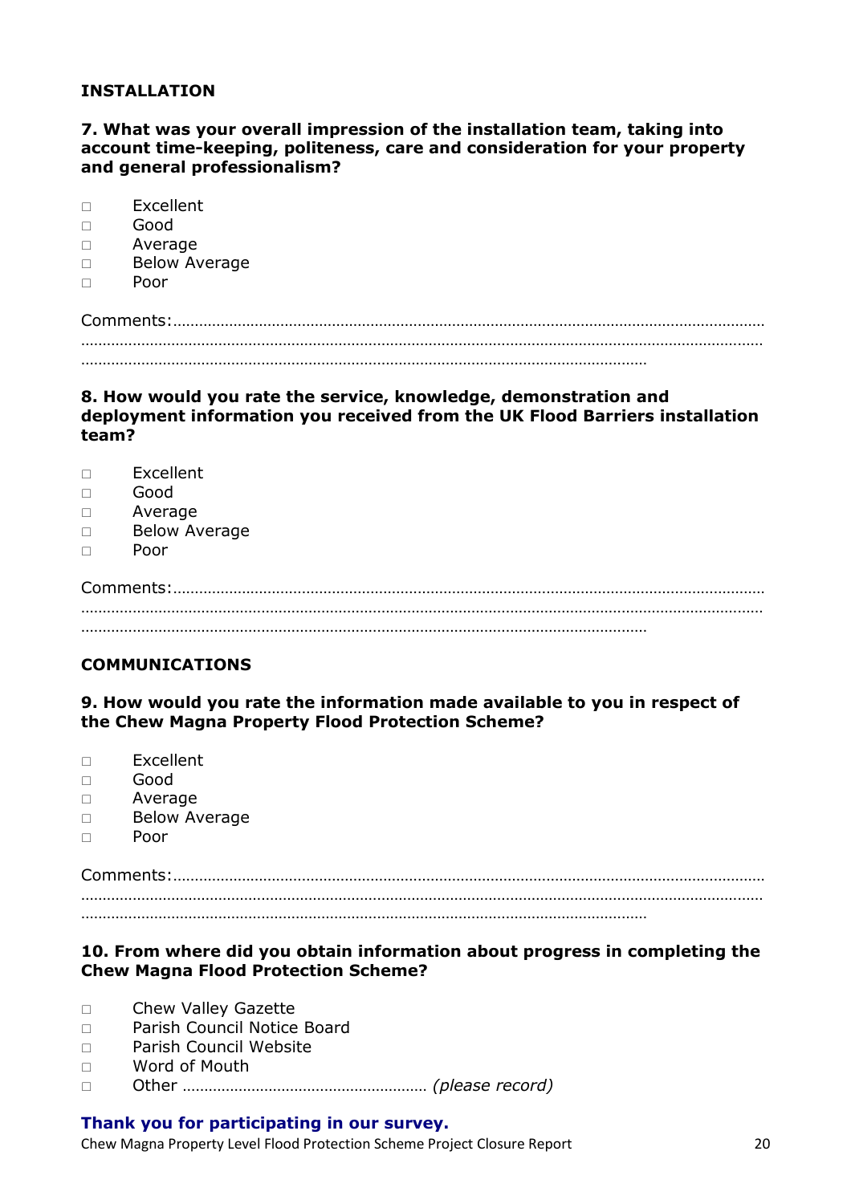## INSTALLATION

### 7. What was your overall impression of the installation team, taking into account time-keeping, politeness, care and consideration for your property and general professionalism?

- □ Excellent
- □ Good
- □ Average
- □ Below Average
- □ Poor

Comments:……………………………………………………………………………………………………………………………
……………………………………………………………………………………………………………………………………………
……………………………………………………………………………………………………………………

### 8. How would you rate the service, knowledge, demonstration and deployment information you received from the UK Flood Barriers installation team?

- □ Excellent
- □ Good
- □ Average
- □ Below Average
- □ Poor

Comments:……………………………………………………………………………………………………………………………
……………………………………………………………………………………………………………………………………………
……………………………………………………………………………………………………………………

## COMMUNICATIONS

### 9. How would you rate the information made available to you in respect of the Chew Magna Property Flood Protection Scheme?

- □ Excellent
- □ Good
- □ Average
- □ Below Average
- □ Poor

Comments:……………………………………………………………………………………………………………………………
……………………………………………………………………………………………………………………………………………
……………………………………………………………………………………………………………………

### 10. From where did you obtain information about progress in completing the Chew Magna Flood Protection Scheme?

- □ Chew Valley Gazette
- □ Parish Council Notice Board
- □ Parish Council Website
- □ Word of Mouth
- □ Other ………………………………………………… *(please record)*

**Thank you for participating in our survey.**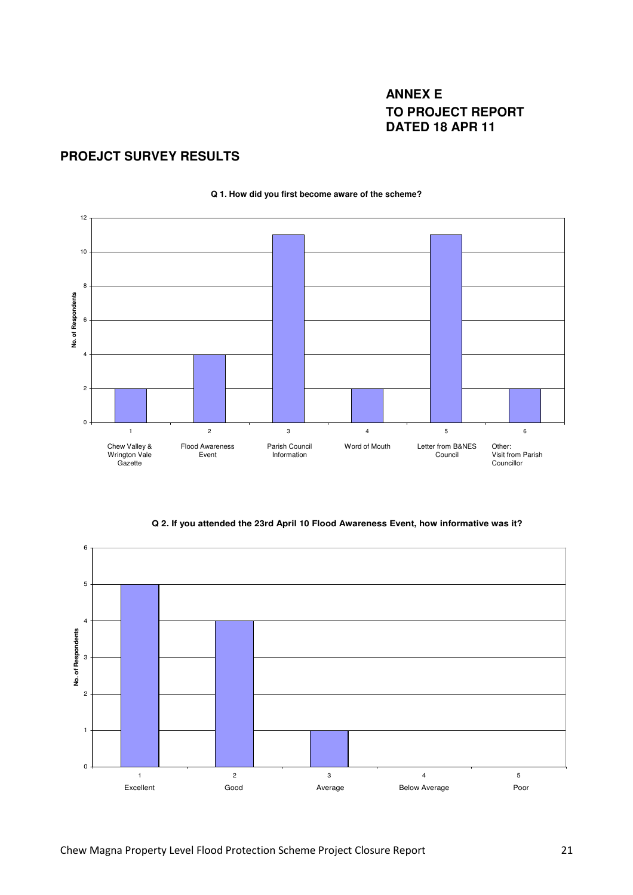**ANNEX E**
**TO PROJECT REPORT**
**DATED 18 APR 11**

## PROEJCT SURVEY RESULTS

**Q 1. How did you first become aware of the scheme?**

| | Source | No. of Respondents |
|---|---|---|
| 1 | Chew Valley & Wrington Vale Gazette | 2 |
| 2 | Flood Awareness Event | 4 |
| 3 | Parish Council Information | 11 |
| 4 | Word of Mouth | 2 |
| 5 | Letter from B&NES Council | 11 |
| 6 | Other: Visit from Parish Councillor | 2 |

**Q 2. If you attended the 23rd April 10 Flood Awareness Event, how informative was it?**

| | Rating | No. of Respondents |
|---|---|---|
| 1 | Excellent | 5 |
| 2 | Good | 4 |
| 3 | Average | 1 |
| 4 | Below Average | 0 |
| 5 | Poor | 0 |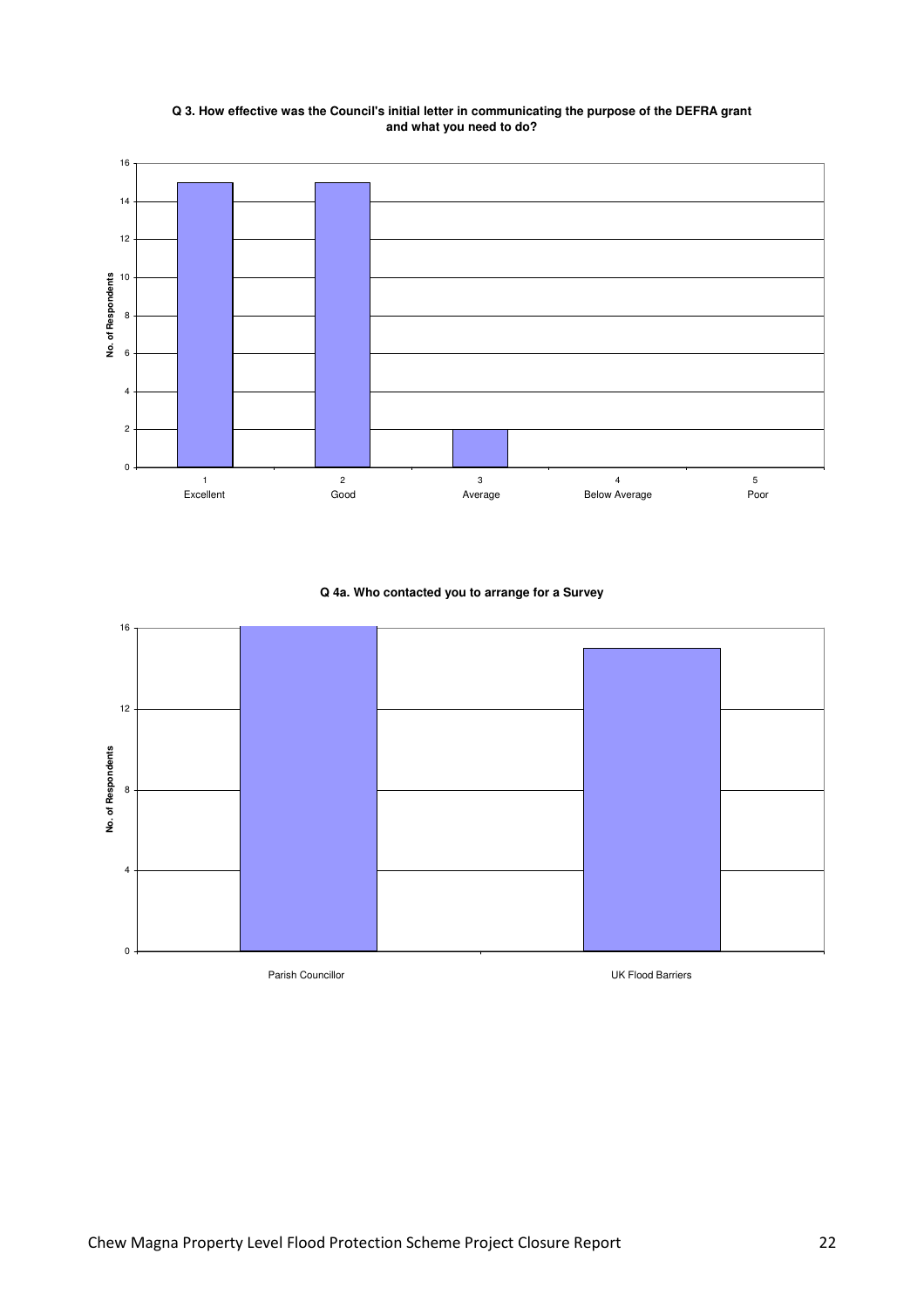**Q 3. How effective was the Council's initial letter in communicating the purpose of the DEFRA grant and what you need to do?**

| Rating | No. of Respondents |
|---|---|
| 1 Excellent | 15 |
| 2 Good | 15 |
| 3 Average | 2 |
| 4 Below Average | 0 |
| 5 Poor | 0 |

**Q 4a. Who contacted you to arrange for a Survey**

| Contact | No. of Respondents |
|---|---|
| Parish Councillor | 16 |
| UK Flood Barriers | 15 |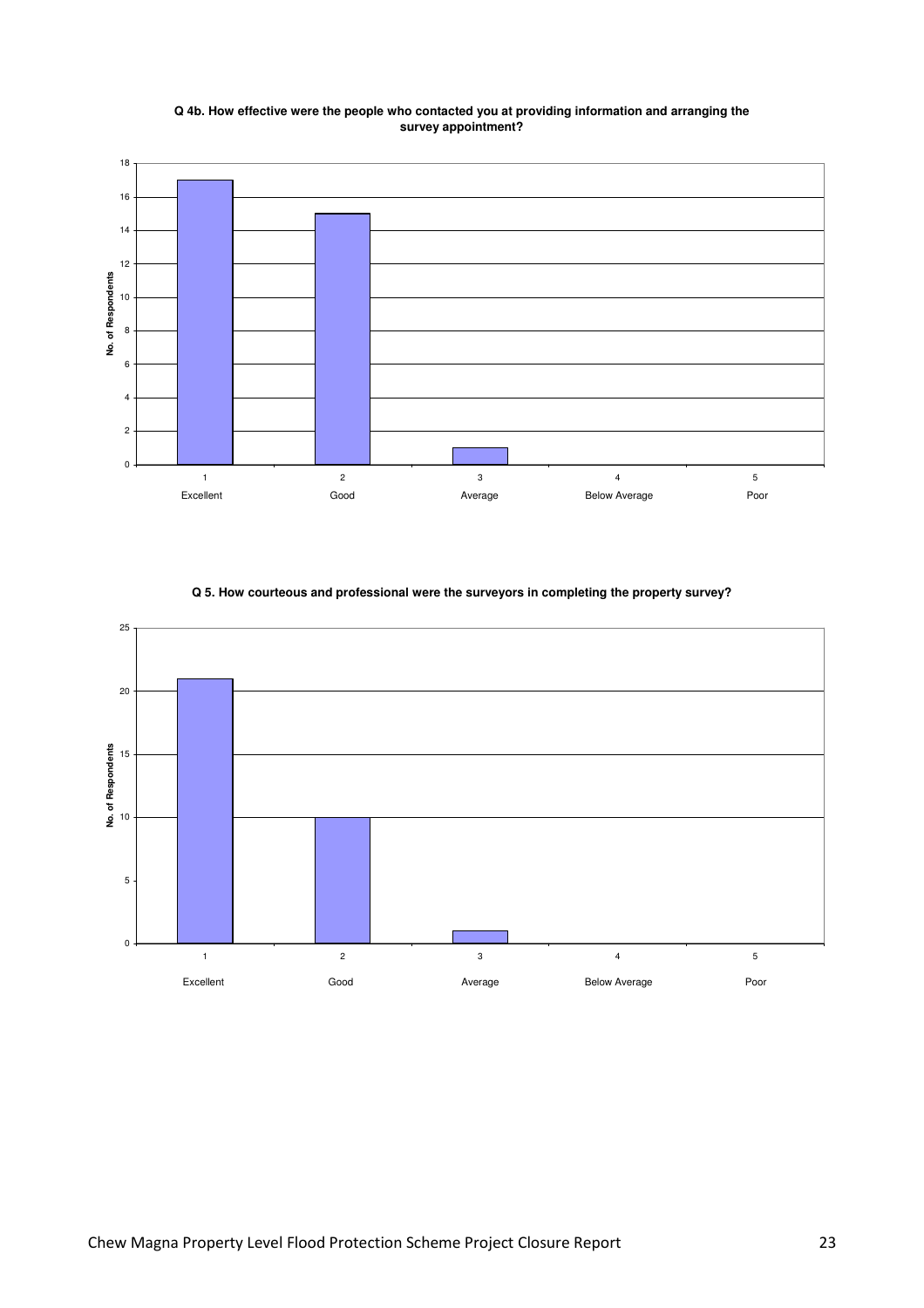**Q 4b. How effective were the people who contacted you at providing information and arranging the survey appointment?**

| Rating | No. of Respondents |
|---|---|
| 1 Excellent | 17 |
| 2 Good | 15 |
| 3 Average | 1 |
| 4 Below Average | 0 |
| 5 Poor | 0 |

**Q 5. How courteous and professional were the surveyors in completing the property survey?**

| Rating | No. of Respondents |
|---|---|
| 1 Excellent | 21 |
| 2 Good | 10 |
| 3 Average | 1 |
| 4 Below Average | 0 |
| 5 Poor | 0 |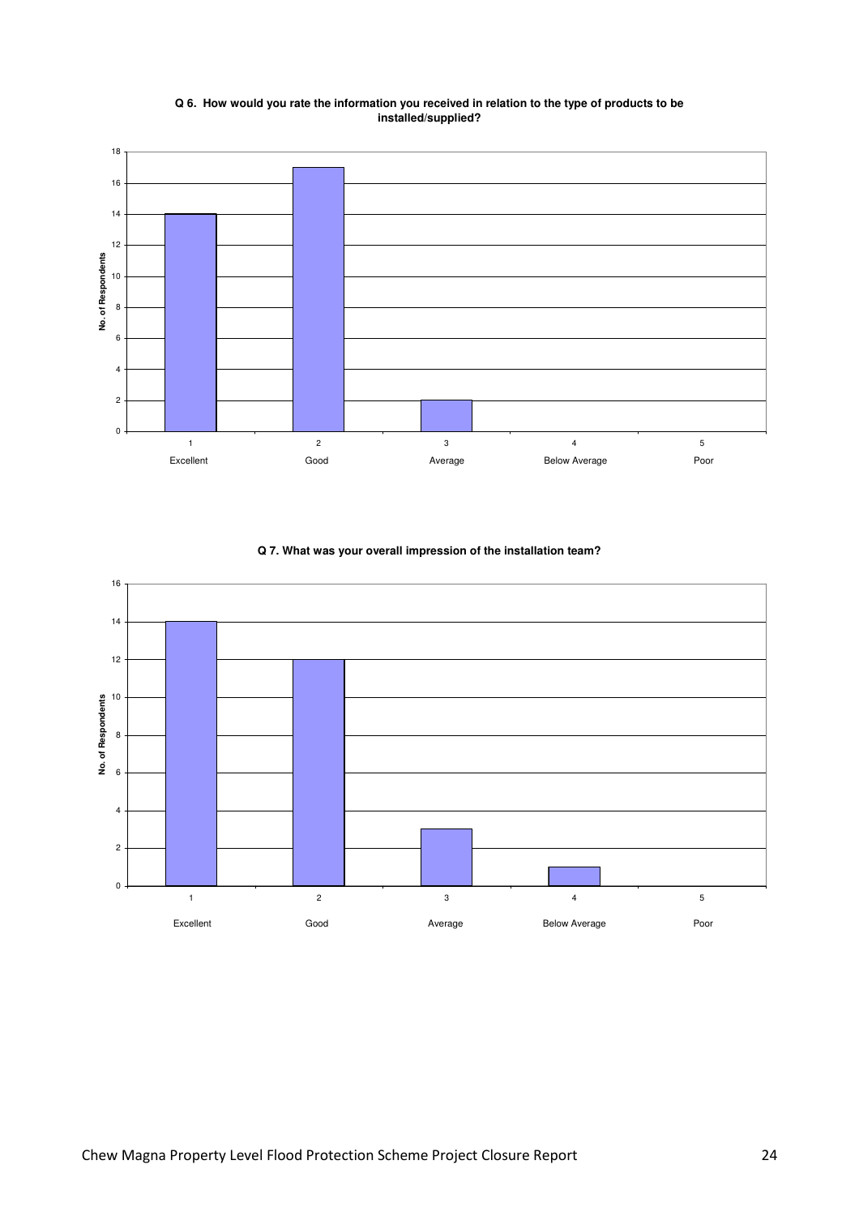**Q 6. How would you rate the information you received in relation to the type of products to be installed/supplied?**

| Rating | No. of Respondents |
|---|---|
| 1 Excellent | 14 |
| 2 Good | 17 |
| 3 Average | 2 |
| 4 Below Average | 0 |
| 5 Poor | 0 |

**Q 7. What was your overall impression of the installation team?**

| Rating | No. of Respondents |
|---|---|
| 1 Excellent | 14 |
| 2 Good | 12 |
| 3 Average | 3 |
| 4 Below Average | 1 |
| 5 Poor | 0 |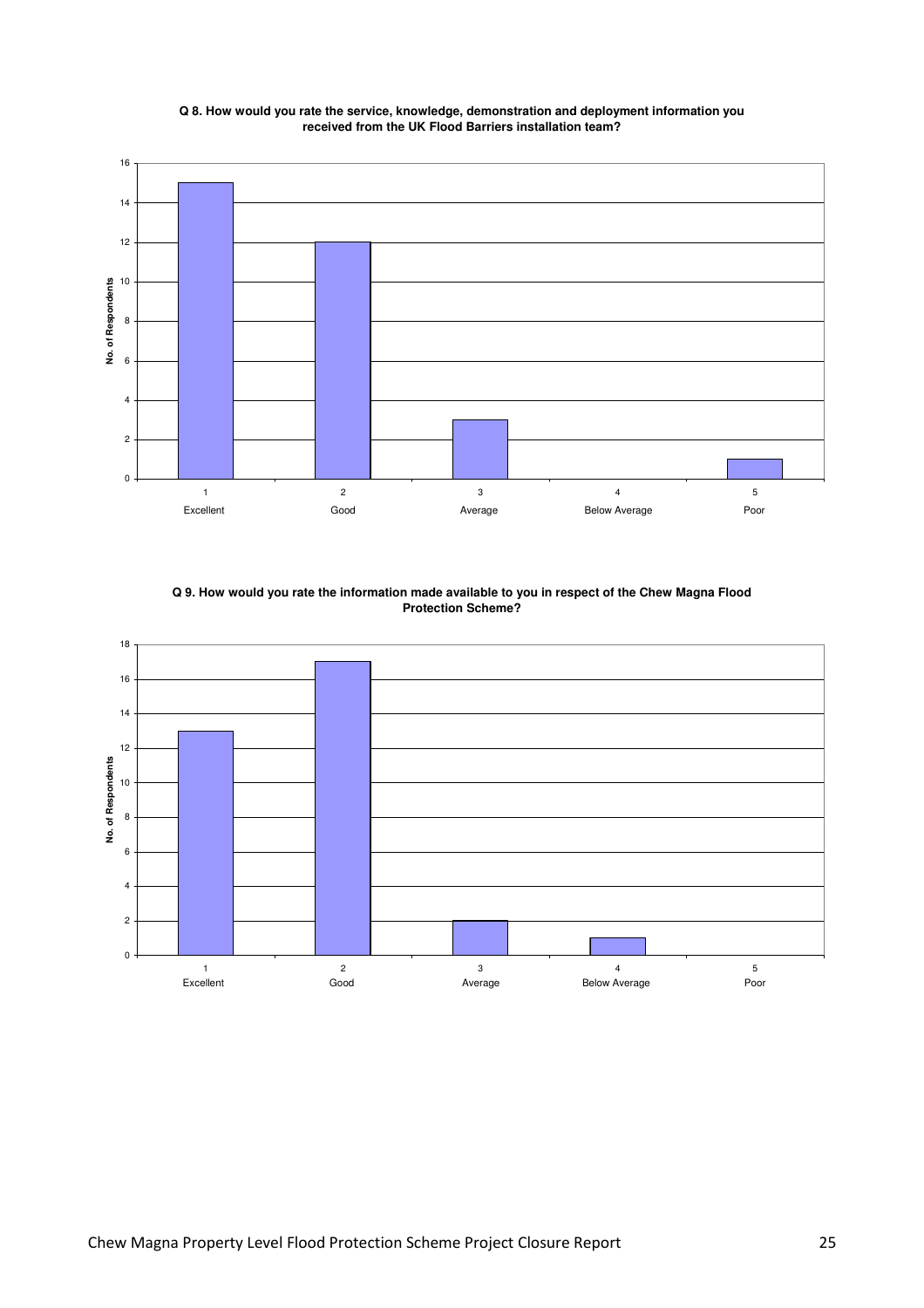**Q 8. How would you rate the service, knowledge, demonstration and deployment information you received from the UK Flood Barriers installation team?**

| Rating | No. of Respondents |
|---|---|
| 1 Excellent | 15 |
| 2 Good | 12 |
| 3 Average | 3 |
| 4 Below Average | 0 |
| 5 Poor | 1 |

**Q 9. How would you rate the information made available to you in respect of the Chew Magna Flood Protection Scheme?**

| Rating | No. of Respondents |
|---|---|
| 1 Excellent | 13 |
| 2 Good | 17 |
| 3 Average | 2 |
| 4 Below Average | 1 |
| 5 Poor | 0 |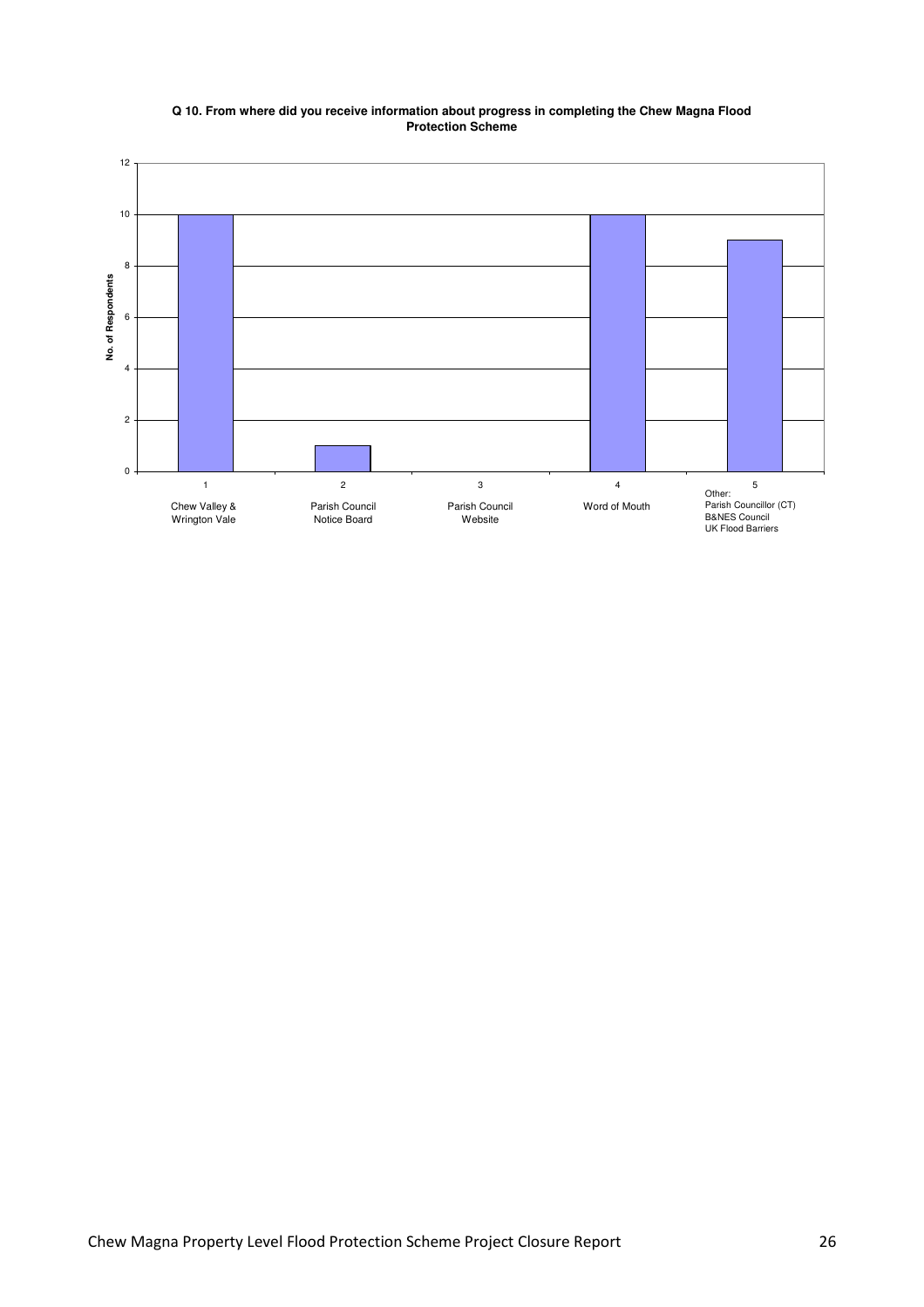**Q 10. From where did you receive information about progress in completing the Chew Magna Flood Protection Scheme**

No. of Respondents

12
10
8
6
4
2
0

1
Chew Valley & Wrington Vale

2
Parish Council Notice Board

3
Parish Council Website

4
Word of Mouth

5
Other:
Parish Councillor (CT)
B&NES Council
UK Flood Barriers